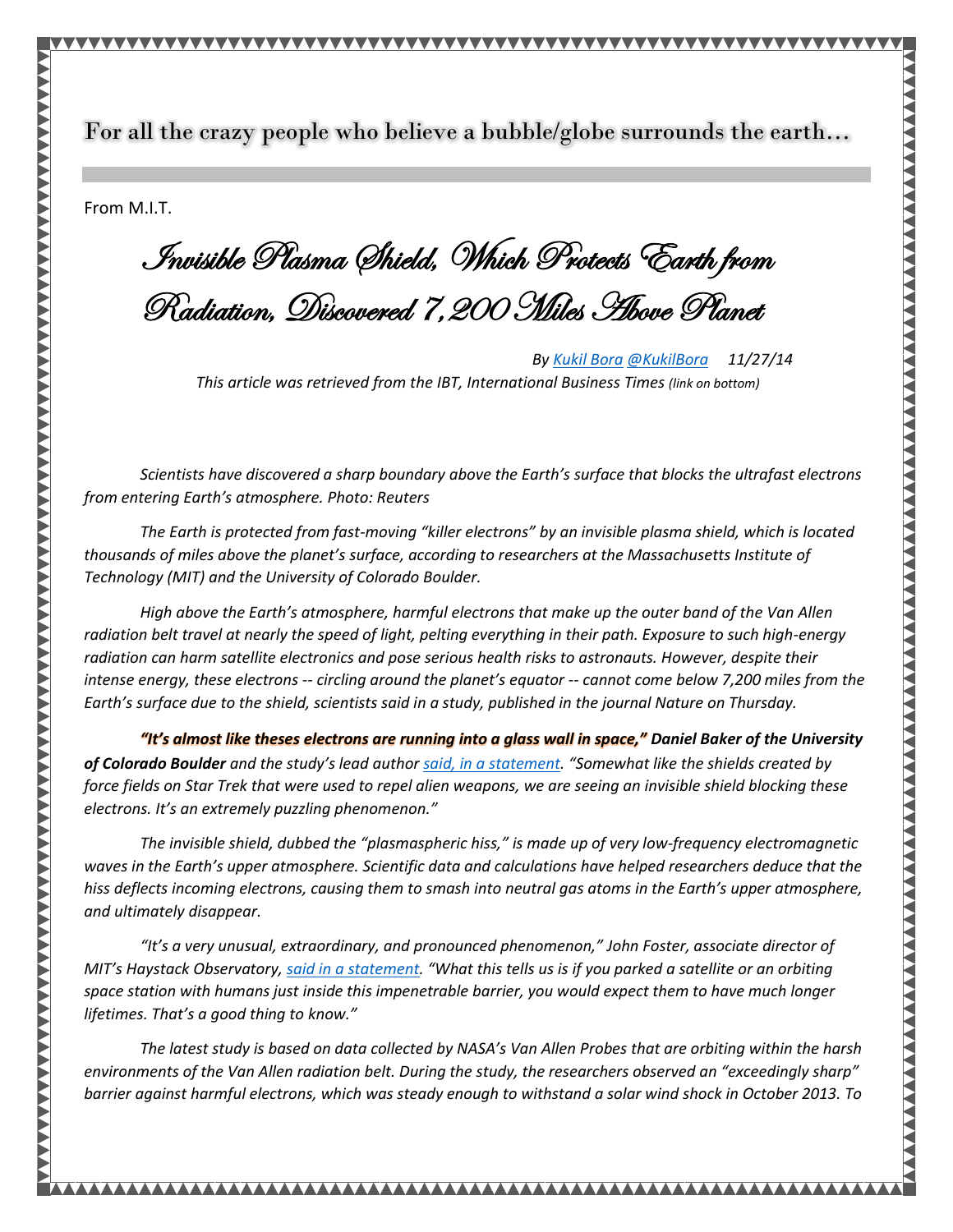## For all the crazy people who believe a bubble/globe surrounds the earth…

From M.I.T.

# Invisible Plasma Shield, Which Protects Earth from Radiation, Discovered 7,200 Miles Above Planet

*By [Kukil Bora](#) [@KukilBora](#) 11/27/14*

*This article was retrieved from the IBT, International Business Times (link on bottom)*

*Scientists have discovered a sharp boundary above the Earth's surface that blocks the ultrafast electrons from entering Earth's atmosphere. Photo: Reuters*

*The Earth is protected from fast-moving "killer electrons" by an invisible plasma shield, which is located thousands of miles above the planet's surface, according to researchers at the Massachusetts Institute of Technology (MIT) and the University of Colorado Boulder.*

*High above the Earth's atmosphere, harmful electrons that make up the outer band of the Van Allen radiation belt travel at nearly the speed of light, pelting everything in their path. Exposure to such high-energy radiation can harm satellite electronics and pose serious health risks to astronauts. However, despite their intense energy, these electrons -- circling around the planet's equator -- cannot come below 7,200 miles from the Earth's surface due to the shield, scientists said in a study, published in the journal Nature on Thursday.*

***"It's almost like theses electrons are running into a glass wall in space," Daniel Baker of the University of Colorado Boulder** and the study's lead author [said, in a statement](#). "Somewhat like the shields created by force fields on Star Trek that were used to repel alien weapons, we are seeing an invisible shield blocking these electrons. It's an extremely puzzling phenomenon."*

*The invisible shield, dubbed the "plasmaspheric hiss," is made up of very low-frequency electromagnetic waves in the Earth's upper atmosphere. Scientific data and calculations have helped researchers deduce that the hiss deflects incoming electrons, causing them to smash into neutral gas atoms in the Earth's upper atmosphere, and ultimately disappear.*

*"It's a very unusual, extraordinary, and pronounced phenomenon," John Foster, associate director of MIT's Haystack Observatory, [said in a statement](#). "What this tells us is if you parked a satellite or an orbiting space station with humans just inside this impenetrable barrier, you would expect them to have much longer lifetimes. That's a good thing to know."*

*The latest study is based on data collected by NASA's Van Allen Probes that are orbiting within the harsh environments of the Van Allen radiation belt. During the study, the researchers observed an "exceedingly sharp" barrier against harmful electrons, which was steady enough to withstand a solar wind shock in October 2013. To*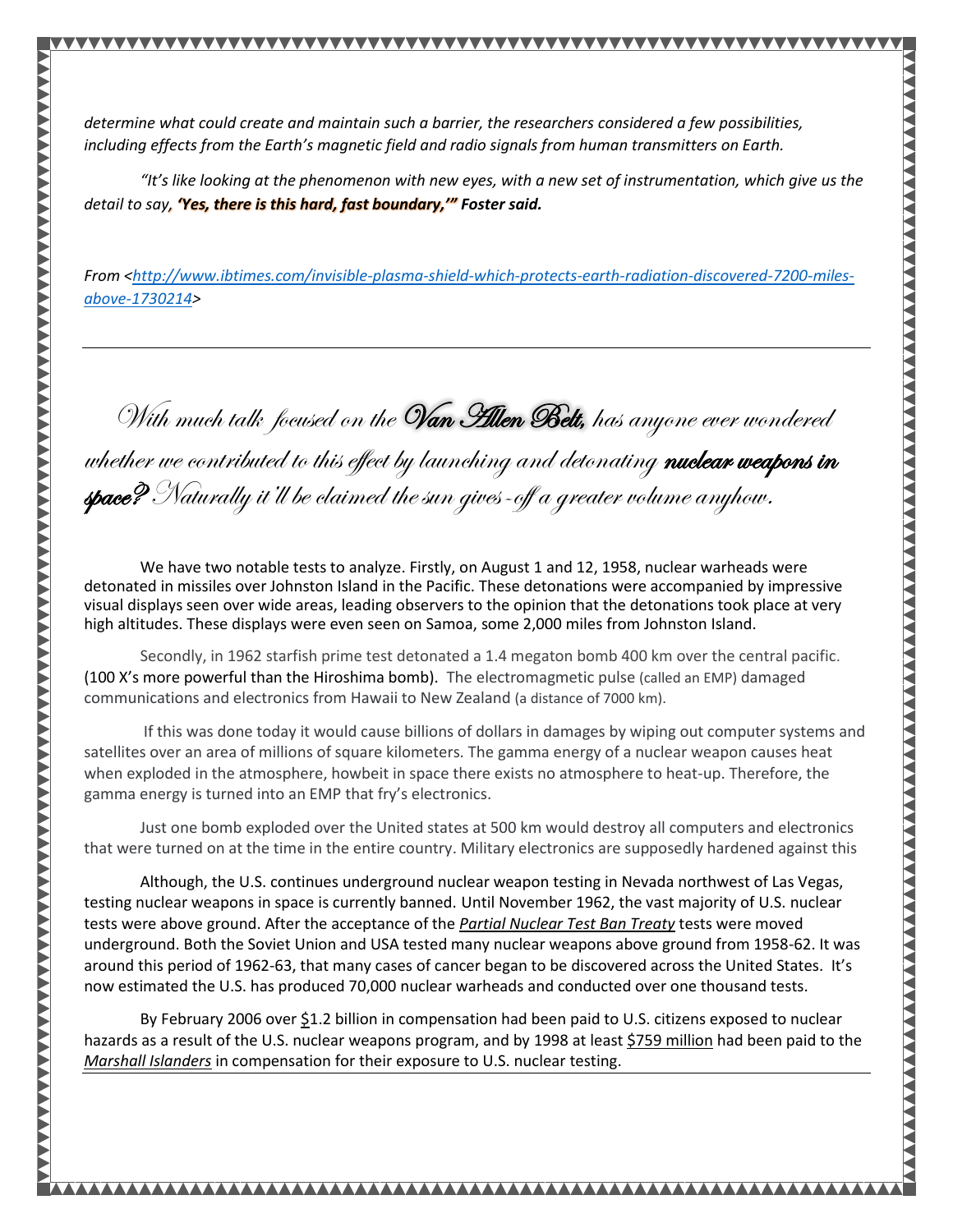*determine what could create and maintain such a barrier, the researchers considered a few possibilities, including effects from the Earth's magnetic field and radio signals from human transmitters on Earth.*

*"It's like looking at the phenomenon with new eyes, with a new set of instrumentation, which give us the detail to say,* ***'Yes, there is this hard, fast boundary,'" Foster said.***

*From <[http://www.ibtimes.com/invisible-plasma-shield-which-protects-earth-radiation-discovered-7200-miles-above-1730214](http://www.ibtimes.com/invisible-plasma-shield-which-protects-earth-radiation-discovered-7200-miles-above-1730214)>*

---

*With much talk focused on the* ***Van Allen Belt,*** *has anyone ever wondered whether we contributed to this effect by launching and detonating* ***nuclear weapons in space?*** *Naturally it'll be claimed the sun gives-off a greater volume anyhow.*

We have two notable tests to analyze. Firstly, on August 1 and 12, 1958, nuclear warheads were detonated in missiles over Johnston Island in the Pacific. These detonations were accompanied by impressive visual displays seen over wide areas, leading observers to the opinion that the detonations took place at very high altitudes. These displays were even seen on Samoa, some 2,000 miles from Johnston Island.

Secondly, in 1962 starfish prime test detonated a 1.4 megaton bomb 400 km over the central pacific. (100 X's more powerful than the Hiroshima bomb). The electromagmetic pulse (called an EMP) damaged communications and electronics from Hawaii to New Zealand (a distance of 7000 km).

If this was done today it would cause billions of dollars in damages by wiping out computer systems and satellites over an area of millions of square kilometers. The gamma energy of a nuclear weapon causes heat when exploded in the atmosphere, howbeit in space there exists no atmosphere to heat-up. Therefore, the gamma energy is turned into an EMP that fry's electronics.

Just one bomb exploded over the United states at 500 km would destroy all computers and electronics that were turned on at the time in the entire country. Military electronics are supposedly hardened against this

Although, the U.S. continues underground nuclear weapon testing in Nevada northwest of Las Vegas, testing nuclear weapons in space is currently banned. Until November 1962, the vast majority of U.S. nuclear tests were above ground. After the acceptance of the *Partial Nuclear Test Ban Treaty* tests were moved underground. Both the Soviet Union and USA tested many nuclear weapons above ground from 1958-62. It was around this period of 1962-63, that many cases of cancer began to be discovered across the United States. It's now estimated the U.S. has produced 70,000 nuclear warheads and conducted over one thousand tests.

By February 2006 over $1.2 billion in compensation had been paid to U.S. citizens exposed to nuclear hazards as a result of the U.S. nuclear weapons program, and by 1998 at least $759 million had been paid to the *Marshall Islanders* in compensation for their exposure to U.S. nuclear testing.